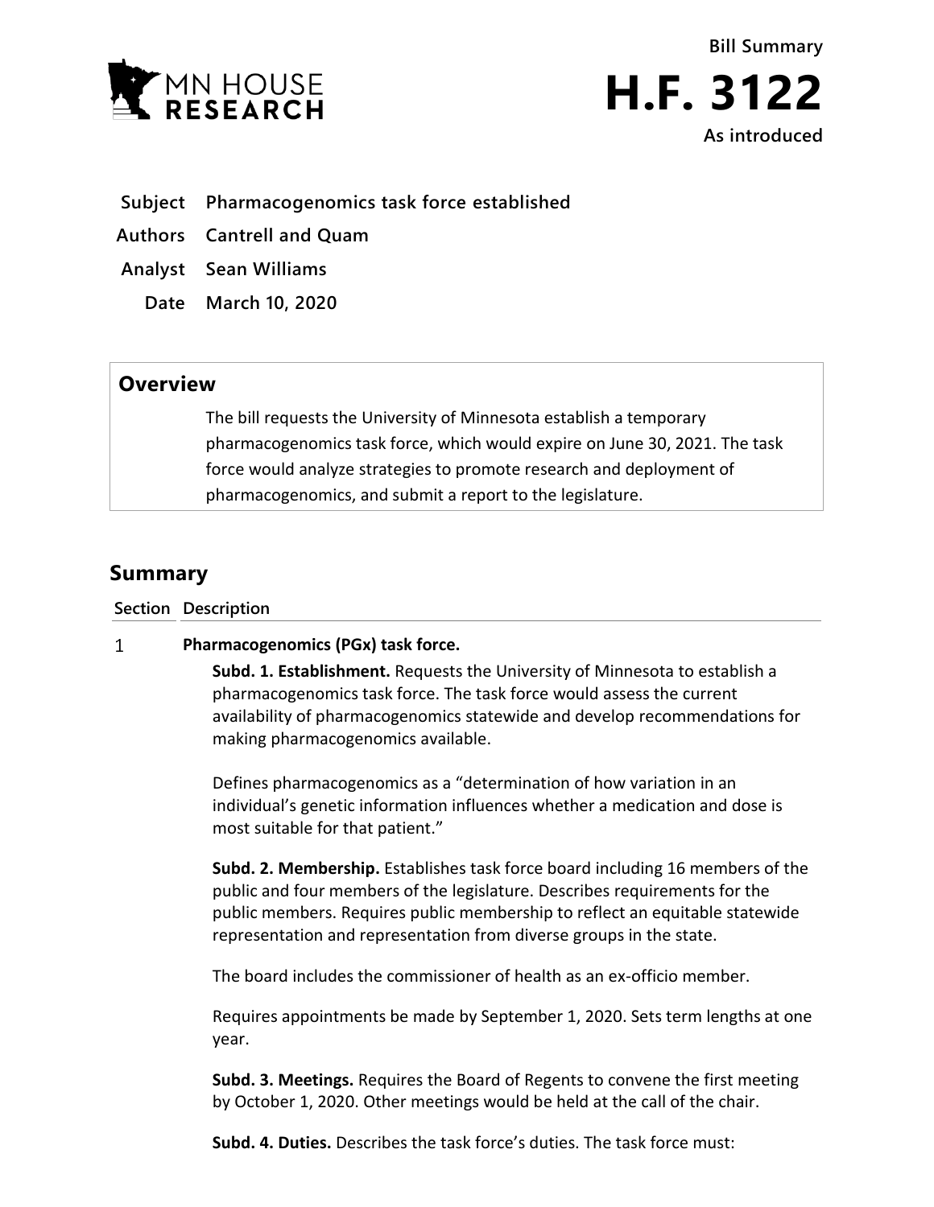**Bill Summary**

# H.F. 3122

**As introduced**

**Subject** Pharmacogenomics task force established

**Authors** Cantrell and Quam

**Analyst** Sean Williams

**Date** March 10, 2020

## Overview

The bill requests the University of Minnesota establish a temporary pharmacogenomics task force, which would expire on June 30, 2021. The task force would analyze strategies to promote research and deployment of pharmacogenomics, and submit a report to the legislature.

## Summary

| Section | Description |
| --- | --- |

1 **Pharmacogenomics (PGx) task force.**

**Subd. 1. Establishment.** Requests the University of Minnesota to establish a pharmacogenomics task force. The task force would assess the current availability of pharmacogenomics statewide and develop recommendations for making pharmacogenomics available.

Defines pharmacogenomics as a "determination of how variation in an individual's genetic information influences whether a medication and dose is most suitable for that patient."

**Subd. 2. Membership.** Establishes task force board including 16 members of the public and four members of the legislature. Describes requirements for the public members. Requires public membership to reflect an equitable statewide representation and representation from diverse groups in the state.

The board includes the commissioner of health as an ex-officio member.

Requires appointments be made by September 1, 2020. Sets term lengths at one year.

**Subd. 3. Meetings.** Requires the Board of Regents to convene the first meeting by October 1, 2020. Other meetings would be held at the call of the chair.

**Subd. 4. Duties.** Describes the task force's duties. The task force must: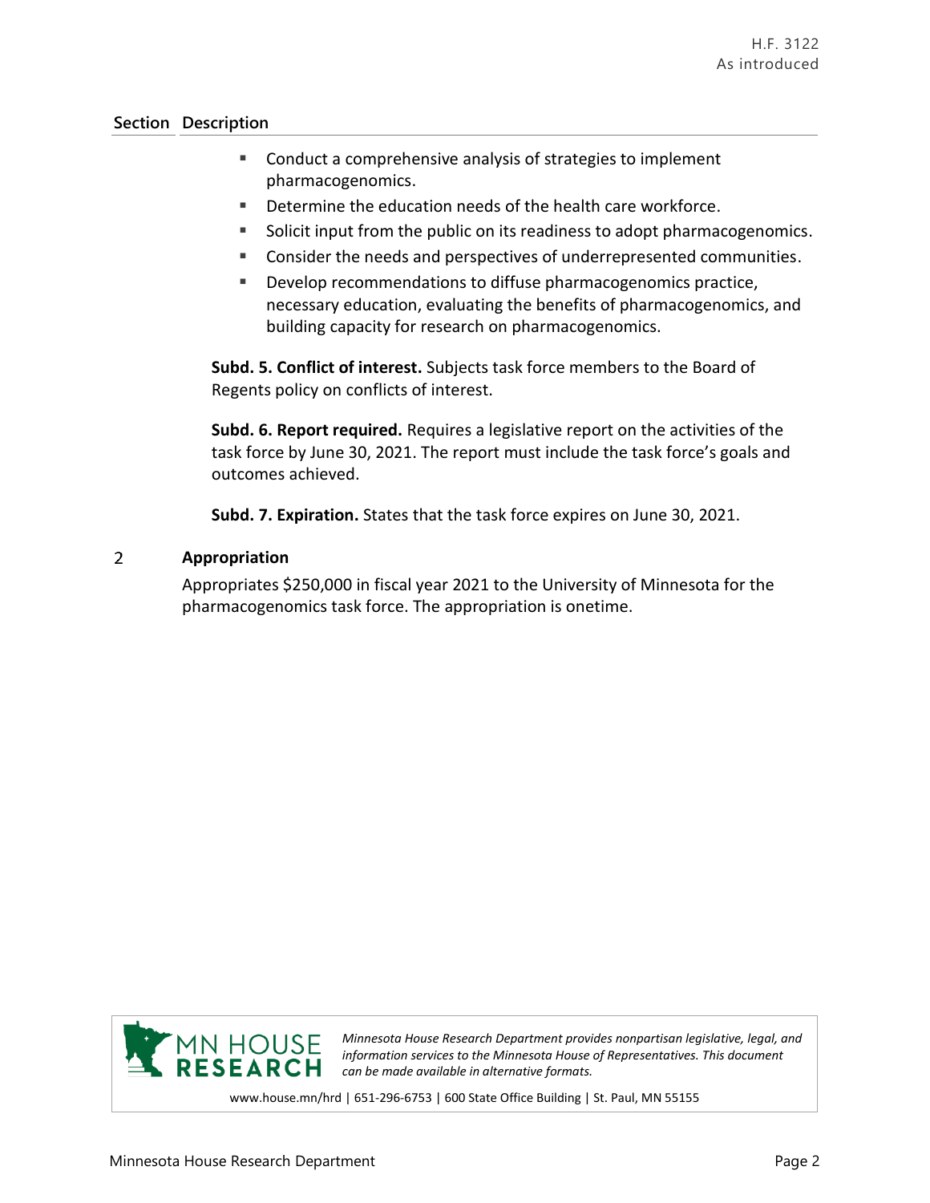| Section | Description |
|---|---|
| | ▪ Conduct a comprehensive analysis of strategies to implement pharmacogenomics.<br>▪ Determine the education needs of the health care workforce.<br>▪ Solicit input from the public on its readiness to adopt pharmacogenomics.<br>▪ Consider the needs and perspectives of underrepresented communities.<br>▪ Develop recommendations to diffuse pharmacogenomics practice, necessary education, evaluating the benefits of pharmacogenomics, and building capacity for research on pharmacogenomics.<br><br>**Subd. 5. Conflict of interest.** Subjects task force members to the Board of Regents policy on conflicts of interest.<br><br>**Subd. 6. Report required.** Requires a legislative report on the activities of the task force by June 30, 2021. The report must include the task force's goals and outcomes achieved.<br><br>**Subd. 7. Expiration.** States that the task force expires on June 30, 2021. |
| 2 | **Appropriation**<br>Appropriates $250,000 in fiscal year 2021 to the University of Minnesota for the pharmacogenomics task force. The appropriation is onetime. |

MN HOUSE RESEARCH

*Minnesota House Research Department provides nonpartisan legislative, legal, and information services to the Minnesota House of Representatives. This document can be made available in alternative formats.*

www.house.mn/hrd | 651-296-6753 | 600 State Office Building | St. Paul, MN 55155